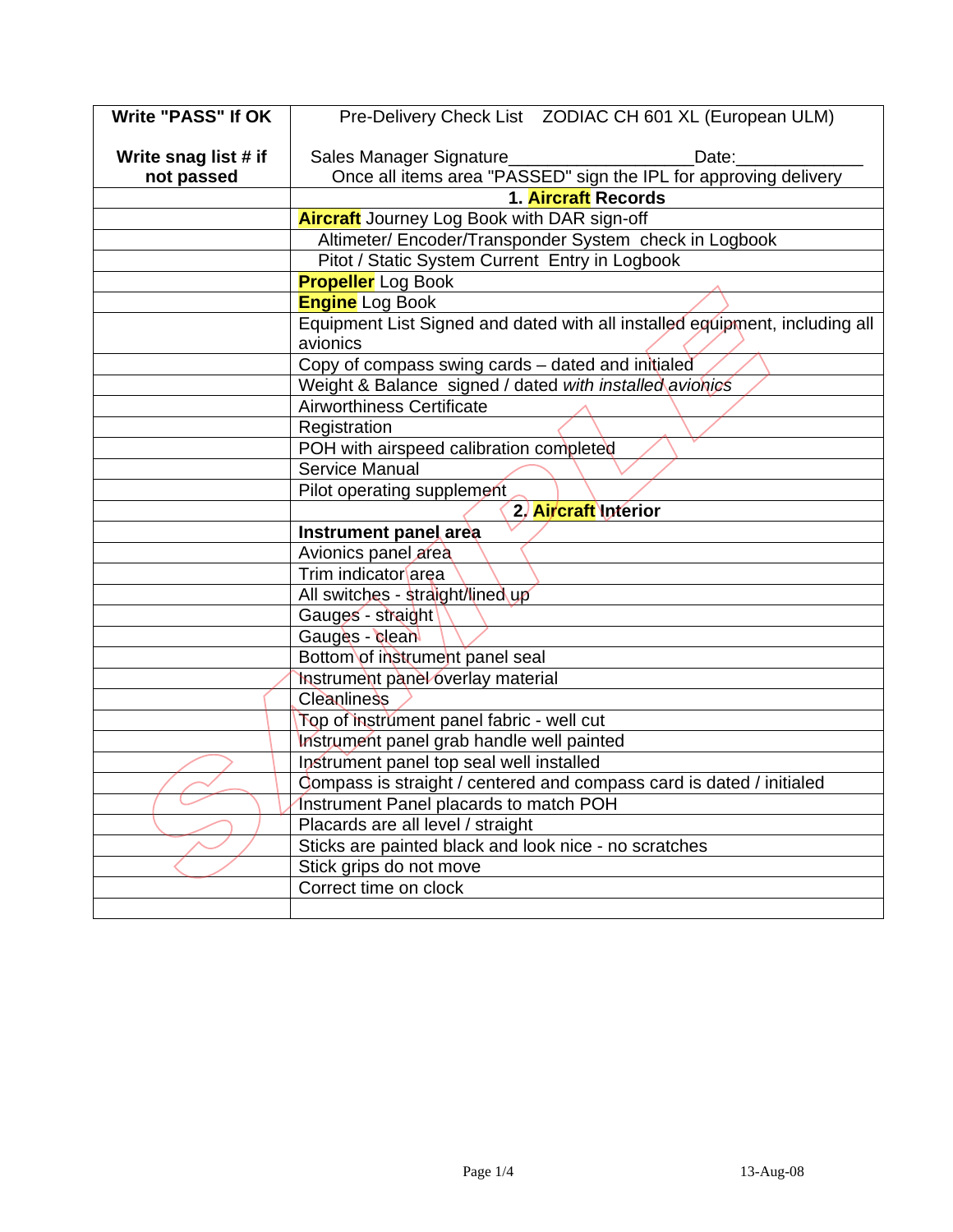| Write "PASS" If OK<br><br>Write snag list # if not passed | Pre-Delivery Check List ZODIAC CH 601 XL (European ULM)<br><br>Sales Manager Signature__________________Date:_____________<br>Once all items area "PASSED" sign the IPL for approving delivery |
|---|---|
| | **1. Aircraft Records** |
| | **Aircraft** Journey Log Book with DAR sign-off |
| | Altimeter/ Encoder/Transponder System check in Logbook |
| | Pitot / Static System Current Entry in Logbook |
| | **Propeller** Log Book |
| | **Engine** Log Book |
| | Equipment List Signed and dated with all installed equipment, including all avionics |
| | Copy of compass swing cards – dated and initialed |
| | Weight & Balance signed / dated *with installed avionics* |
| | Airworthiness Certificate |
| | Registration |
| | POH with airspeed calibration completed |
| | Service Manual |
| | Pilot operating supplement |
| | **2. Aircraft Interior** |
| | **Instrument panel area** |
| | Avionics panel area |
| | Trim indicator area |
| | All switches - straight/lined up |
| | Gauges - straight |
| | Gauges - clean |
| | Bottom of instrument panel seal |
| | Instrument panel overlay material |
| | Cleanliness |
| | Top of instrument panel fabric - well cut |
| | Instrument panel grab handle well painted |
| | Instrument panel top seal well installed |
| | Compass is straight / centered and compass card is dated / initialed |
| | Instrument Panel placards to match POH |
| | Placards are all level / straight |
| | Sticks are painted black and look nice - no scratches |
| | Stick grips do not move |
| | Correct time on clock |
| | |

13-Aug-08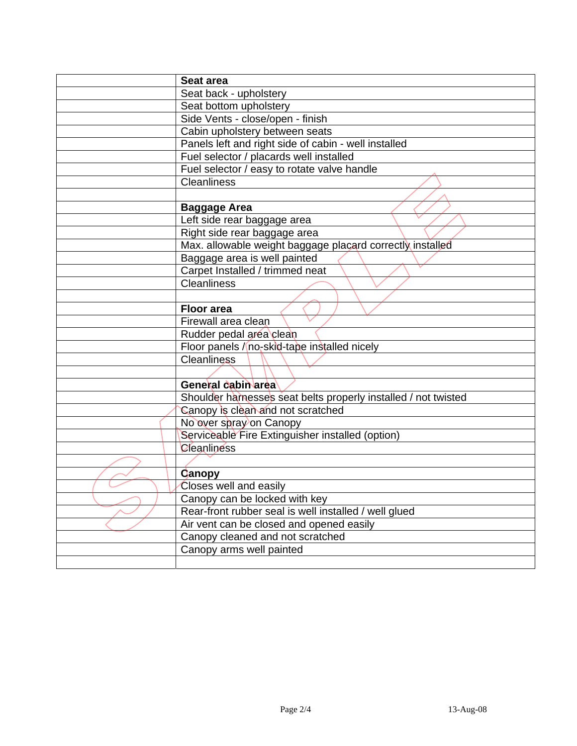| | |
|---|---|
| | **Seat area** |
| | Seat back - upholstery |
| | Seat bottom upholstery |
| | Side Vents - close/open - finish |
| | Cabin upholstery between seats |
| | Panels left and right side of cabin - well installed |
| | Fuel selector / placards well installed |
| | Fuel selector / easy to rotate valve handle |
| | Cleanliness |
| | |
| | **Baggage Area** |
| | Left side rear baggage area |
| | Right side rear baggage area |
| | Max. allowable weight baggage placard correctly installed |
| | Baggage area is well painted |
| | Carpet Installed / trimmed neat |
| | Cleanliness |
| | |
| | **Floor area** |
| | Firewall area clean |
| | Rudder pedal area clean |
| | Floor panels / no-skid-tape installed nicely |
| | Cleanliness |
| | |
| | **General cabin area** |
| | Shoulder harnesses seat belts properly installed / not twisted |
| | Canopy is clean and not scratched |
| | No over spray on Canopy |
| | Serviceable Fire Extinguisher installed (option) |
| | Cleanliness |
| | |
| | **Canopy** |
| | Closes well and easily |
| | Canopy can be locked with key |
| | Rear-front rubber seal is well installed / well glued |
| | Air vent can be closed and opened easily |
| | Canopy cleaned and not scratched |
| | Canopy arms well painted |
| | |

13-Aug-08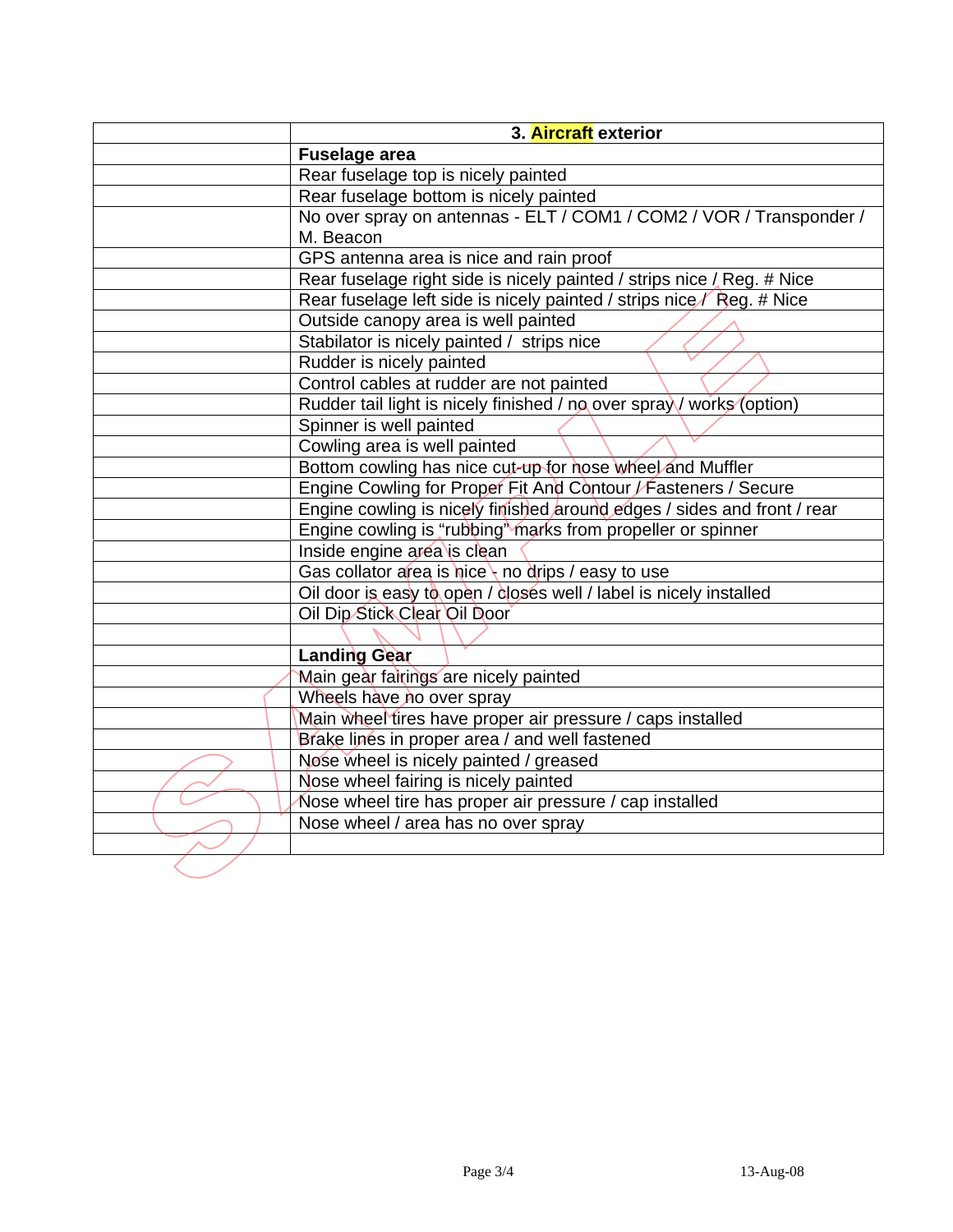| | 3. Aircraft exterior |
|---|---|
| | **Fuselage area** |
| | Rear fuselage top is nicely painted |
| | Rear fuselage bottom is nicely painted |
| | No over spray on antennas - ELT / COM1 / COM2 / VOR / Transponder / M. Beacon |
| | GPS antenna area is nice and rain proof |
| | Rear fuselage right side is nicely painted / strips nice / Reg. # Nice |
| | Rear fuselage left side is nicely painted / strips nice / Reg. # Nice |
| | Outside canopy area is well painted |
| | Stabilator is nicely painted / strips nice |
| | Rudder is nicely painted |
| | Control cables at rudder are not painted |
| | Rudder tail light is nicely finished / no over spray / works (option) |
| | Spinner is well painted |
| | Cowling area is well painted |
| | Bottom cowling has nice cut-up for nose wheel and Muffler |
| | Engine Cowling for Proper Fit And Contour / Fasteners / Secure |
| | Engine cowling is nicely finished around edges / sides and front / rear |
| | Engine cowling is “rubbing” marks from propeller or spinner |
| | Inside engine area is clean |
| | Gas collator area is nice - no drips / easy to use |
| | Oil door is easy to open / closes well / label is nicely installed |
| | Oil Dip Stick Clear Oil Door |
| | |
| | **Landing Gear** |
| | Main gear fairings are nicely painted |
| | Wheels have no over spray |
| | Main wheel tires have proper air pressure / caps installed |
| | Brake lines in proper area / and well fastened |
| | Nose wheel is nicely painted / greased |
| | Nose wheel fairing is nicely painted |
| | Nose wheel tire has proper air pressure / cap installed |
| | Nose wheel / area has no over spray |
| | |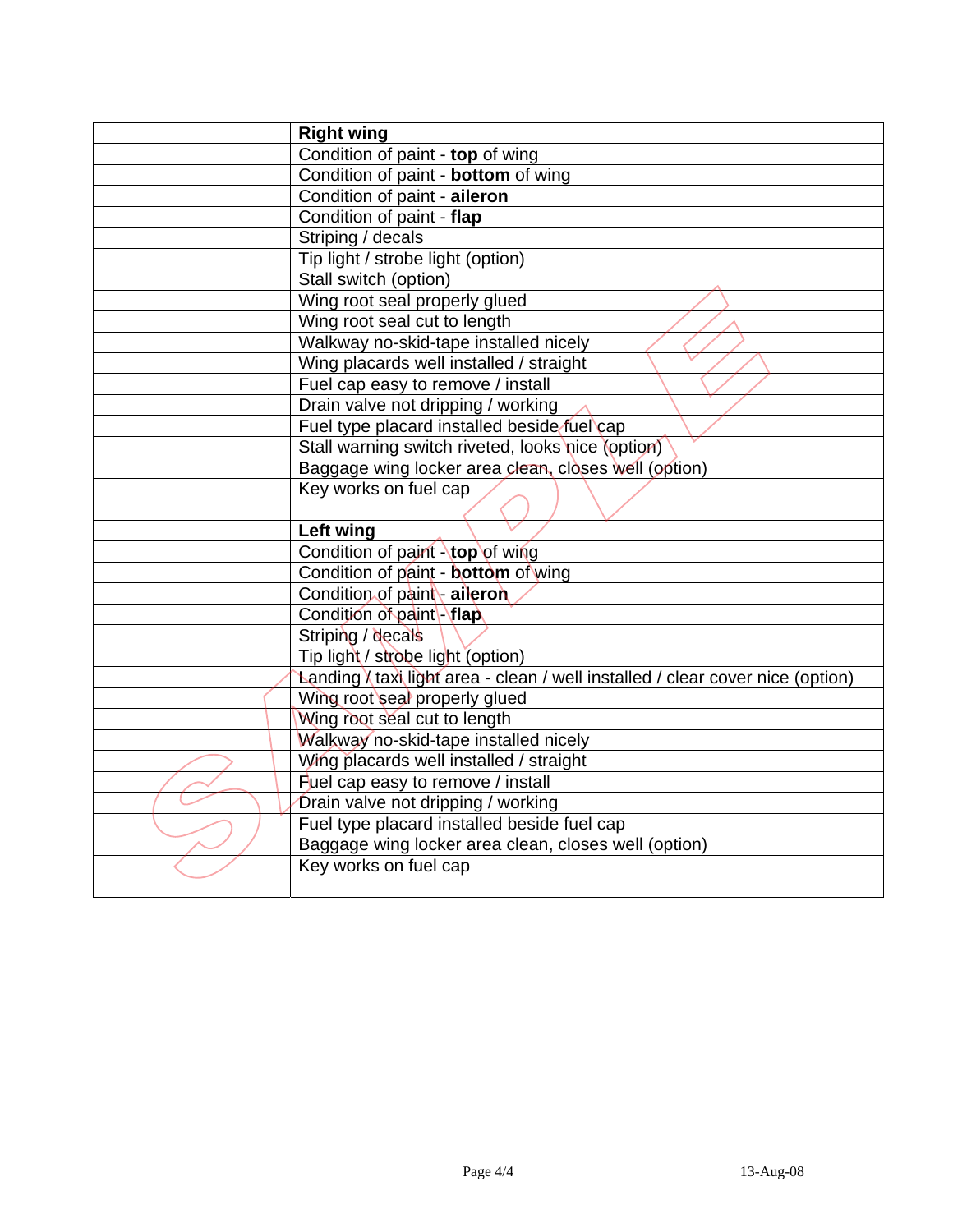| | |
|---|---|
| | **Right wing** |
| | Condition of paint - **top** of wing |
| | Condition of paint - **bottom** of wing |
| | Condition of paint - **aileron** |
| | Condition of paint - **flap** |
| | Striping / decals |
| | Tip light / strobe light (option) |
| | Stall switch (option) |
| | Wing root seal properly glued |
| | Wing root seal cut to length |
| | Walkway no-skid-tape installed nicely |
| | Wing placards well installed / straight |
| | Fuel cap easy to remove / install |
| | Drain valve not dripping / working |
| | Fuel type placard installed beside fuel cap |
| | Stall warning switch riveted, looks nice (option) |
| | Baggage wing locker area clean, closes well (option) |
| | Key works on fuel cap |
| | |
| | **Left wing** |
| | Condition of paint - **top** of wing |
| | Condition of paint - **bottom** of wing |
| | Condition of paint - **aileron** |
| | Condition of paint - **flap** |
| | Striping / decals |
| | Tip light / strobe light (option) |
| | Landing / taxi light area - clean / well installed / clear cover nice (option) |
| | Wing root seal properly glued |
| | Wing root seal cut to length |
| | Walkway no-skid-tape installed nicely |
| | Wing placards well installed / straight |
| | Fuel cap easy to remove / install |
| | Drain valve not dripping / working |
| | Fuel type placard installed beside fuel cap |
| | Baggage wing locker area clean, closes well (option) |
| | Key works on fuel cap |
| | |

13-Aug-08